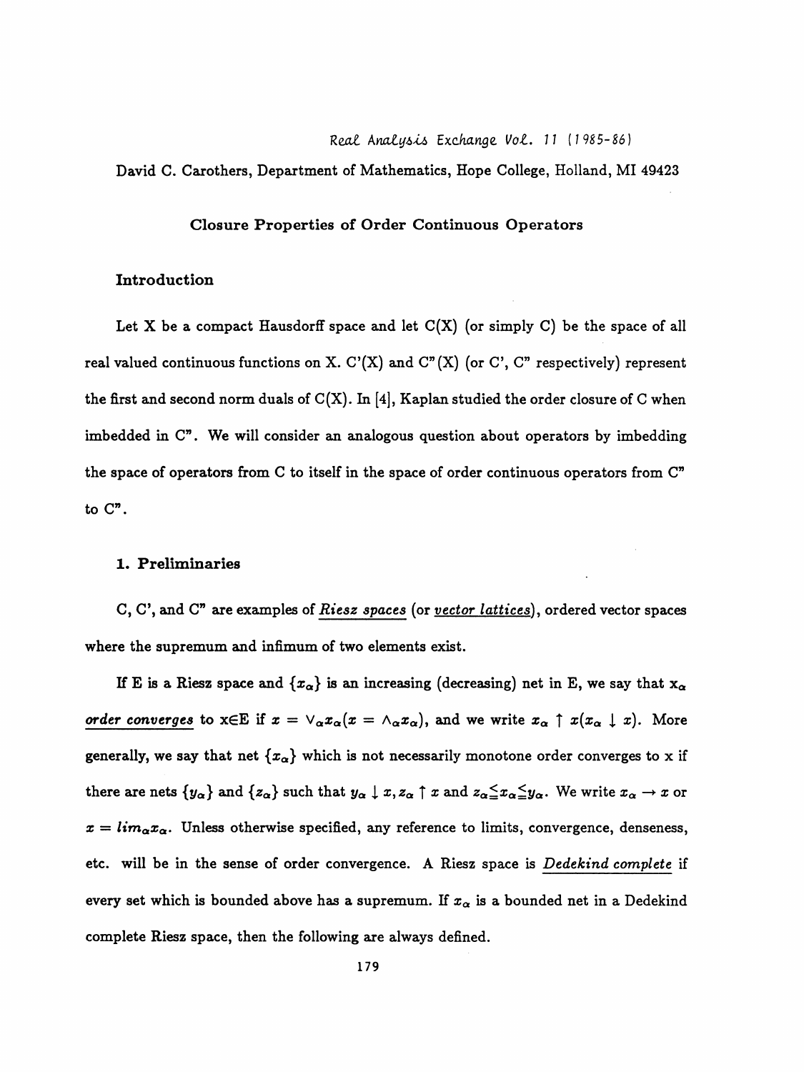David C. Carothers, Department of Mathematics, Hope College, Holland, MI 49423

# Closure Properties of Order Continuous Operators

## Introduction

Let X be a compact Hausdorff space and let C(X) (or simply C) be the space of all real valued continuous functions on X. C'(X) and C"(X) (or C', C" respectively) represent the first and second norm duals of C(X). In [4], Kaplan studied the order closure of C when imbedded in C". We will consider an analogous question about operators by imbedding the space of operators from C to itself in the space of order continuous operators from C" to C".

## 1. Preliminaries

C, C', and C" are examples of *Riesz spaces* (or *vector lattices*), ordered vector spaces where the supremum and infimum of two elements exist.

If E is a Riesz space and $\{x_\alpha\}$ is an increasing (decreasing) net in E, we say that $x_\alpha$ *order converges* to x∈E if $x = \vee_\alpha x_\alpha (x = \wedge_\alpha x_\alpha)$, and we write $x_\alpha \uparrow x (x_\alpha \downarrow x)$. More generally, we say that net $\{x_\alpha\}$ which is not necessarily monotone order converges to x if there are nets $\{y_\alpha\}$ and $\{z_\alpha\}$ such that $y_\alpha \downarrow x, z_\alpha \uparrow x$ and $z_\alpha \leq x_\alpha \leq y_\alpha$. We write $x_\alpha \rightarrow x$ or $x = lim_\alpha x_\alpha$. Unless otherwise specified, any reference to limits, convergence, denseness, etc. will be in the sense of order convergence. A Riesz space is *Dedekind complete* if every set which is bounded above has a supremum. If $x_\alpha$ is a bounded net in a Dedekind complete Riesz space, then the following are always defined.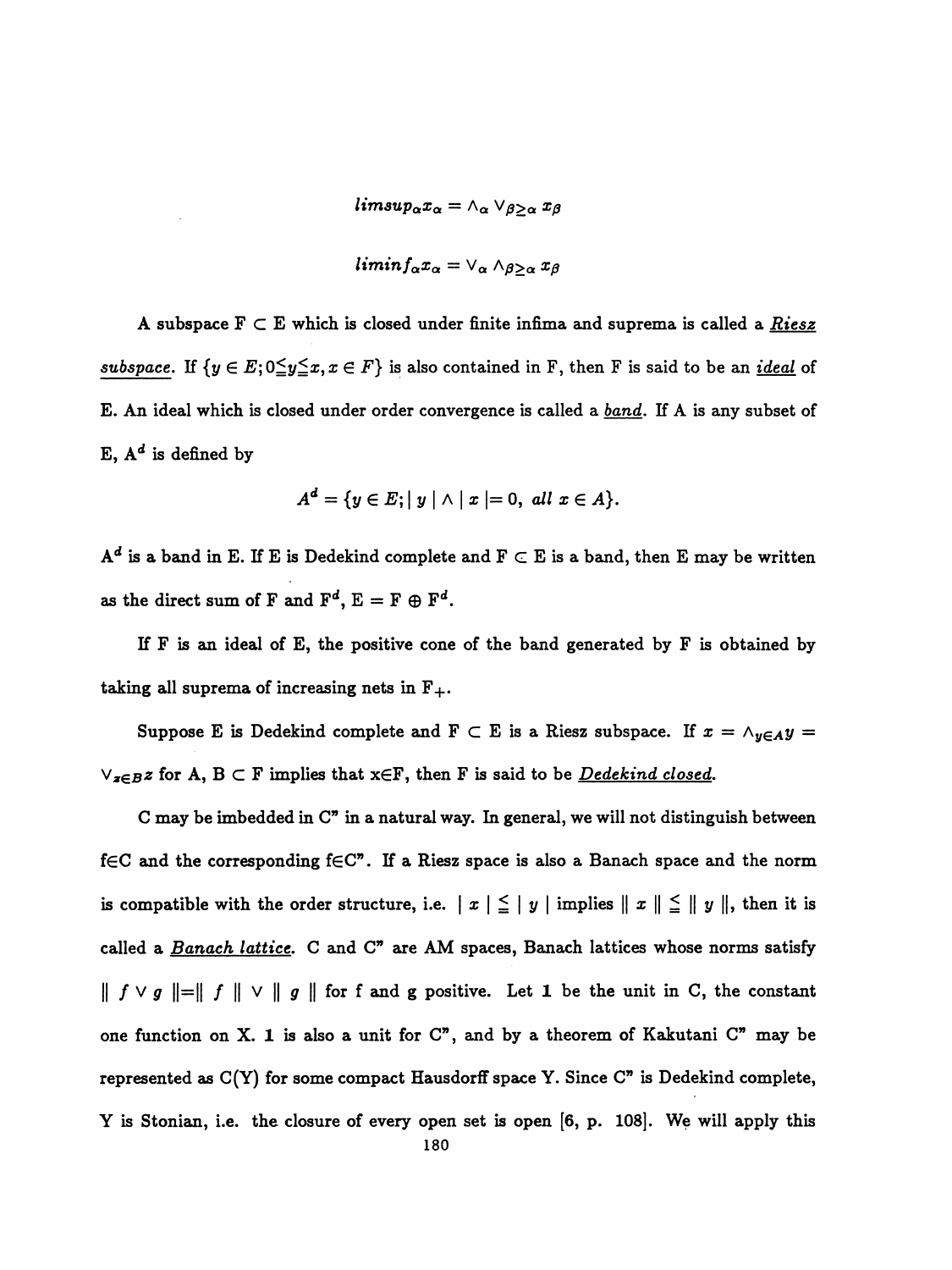$$limsup_\alpha x_\alpha = \wedge_\alpha \vee_{\beta \geq \alpha} x_\beta$$

$$liminf_\alpha x_\alpha = \vee_\alpha \wedge_{\beta \geq \alpha} x_\beta$$

A subspace F $\subset$ E which is closed under finite infima and suprema is called a ***Riesz subspace***. If $\{y \in E; 0 \leqq y \leqq x, x \in F\}$ is also contained in F, then F is said to be an ***ideal*** of E. An ideal which is closed under order convergence is called a ***band***. If A is any subset of E, $A^d$ is defined by

$$A^d = \{y \in E; | y | \wedge | x | = 0, \ all \ x \in A\}.$$

$A^d$ is a band in E. If E is Dedekind complete and F $\subset$ E is a band, then E may be written as the direct sum of F and $F^d$, E = F $\oplus$ $F^d$.

If F is an ideal of E, the positive cone of the band generated by F is obtained by taking all suprema of increasing nets in $F_+$.

Suppose E is Dedekind complete and F $\subset$ E is a Riesz subspace. If $x = \wedge_{y \in A} y = \vee_{z \in B} z$ for A, B $\subset$ F implies that x$\in$F, then F is said to be ***Dedekind closed***.

C may be imbedded in C" in a natural way. In general, we will not distinguish between f$\in$C and the corresponding f$\in$C". If a Riesz space is also a Banach space and the norm is compatible with the order structure, i.e. $| x | \leqq | y |$ implies $\| x \| \leqq \| y \|$, then it is called a ***Banach lattice***. C and C" are AM spaces, Banach lattices whose norms satisfy $\| f \vee g \| = \| f \| \vee \| g \|$ for f and g positive. Let **1** be the unit in C, the constant one function on X. **1** is also a unit for C", and by a theorem of Kakutani C" may be represented as C(Y) for some compact Hausdorff space Y. Since C" is Dedekind complete, Y is Stonian, i.e. the closure of every open set is open [6, p. 108]. We will apply this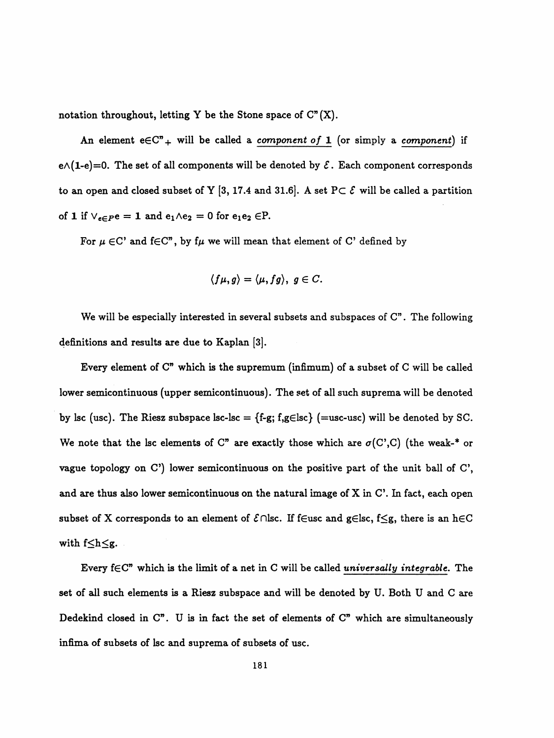notation throughout, letting Y be the Stone space of C"(X).

An element $e \in C"_+$ will be called a *component of* **1** (or simply a *component*) if $e \wedge (\mathbf{1}-e)=0$. The set of all components will be denoted by $\mathcal{E}$. Each component corresponds to an open and closed subset of Y [3, 17.4 and 31.6]. A set $P \subset \mathcal{E}$ will be called a partition of **1** if $\vee_{e \in P} e = \mathbf{1}$ and $e_1 \wedge e_2 = 0$ for $e_1 e_2 \in P$.

For $\mu \in C'$ and $f \in C"$, by $f\mu$ we will mean that element of C' defined by

$$\langle f\mu, g \rangle = \langle \mu, fg \rangle, \; g \in C.$$

We will be especially interested in several subsets and subspaces of C". The following definitions and results are due to Kaplan [3].

Every element of C" which is the supremum (infimum) of a subset of C will be called lower semicontinuous (upper semicontinuous). The set of all such suprema will be denoted by lsc (usc). The Riesz subspace lsc-lsc = {f-g; f,g∈lsc} (=usc-usc) will be denoted by SC. We note that the lsc elements of C" are exactly those which are $\sigma(C',C)$ (the weak-* or vague topology on C') lower semicontinuous on the positive part of the unit ball of C', and are thus also lower semicontinuous on the natural image of X in C'. In fact, each open subset of X corresponds to an element of $\mathcal{E} \cap$lsc. If f∈usc and g∈lsc, $f \leq g$, there is an h∈C with $f \leq h \leq g$.

Every f∈C" which is the limit of a net in C will be called *universally integrable*. The set of all such elements is a Riesz subspace and will be denoted by U. Both U and C are Dedekind closed in C". U is in fact the set of elements of C" which are simultaneously infima of subsets of lsc and suprema of subsets of usc.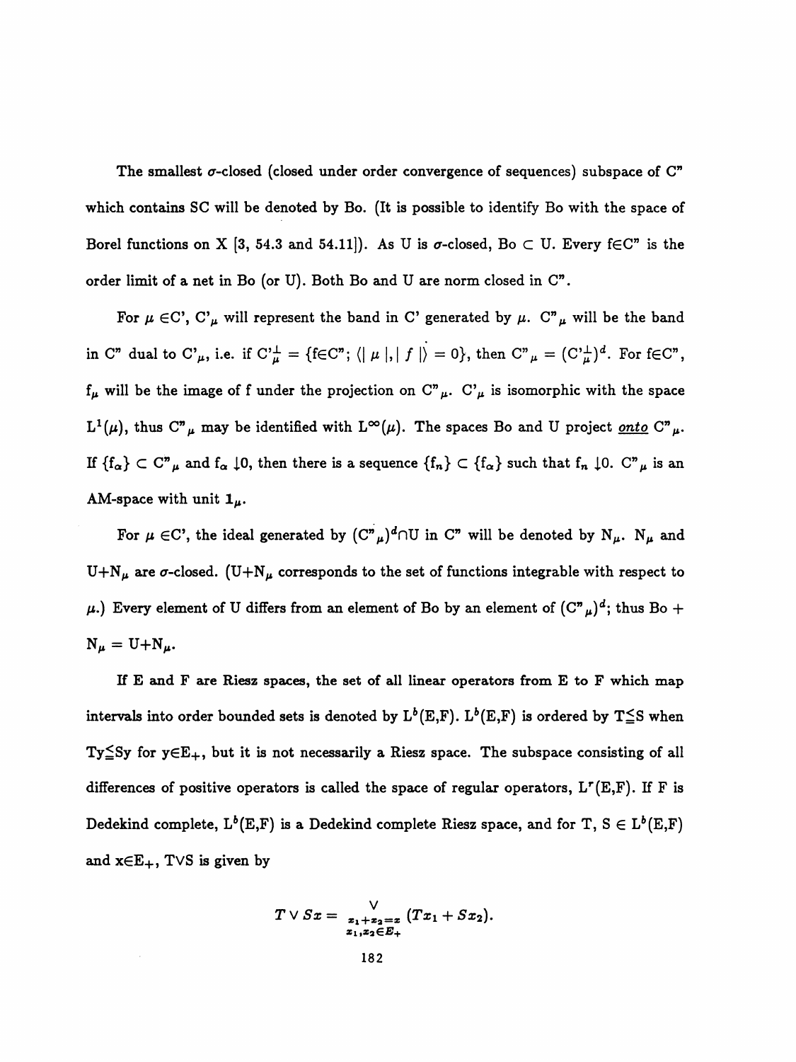The smallest $\sigma$-closed (closed under order convergence of sequences) subspace of C" which contains SC will be denoted by Bo. (It is possible to identify Bo with the space of Borel functions on X [3, 54.3 and 54.11]). As U is $\sigma$-closed, Bo $\subset$ U. Every f$\in$C" is the order limit of a net in Bo (or U). Both Bo and U are norm closed in C".

For $\mu \in$C', C'$_\mu$ will represent the band in C' generated by $\mu$. C"$_\mu$ will be the band in C" dual to C'$_\mu$, i.e. if $\mathrm{C'}_\mu^\perp = \{f \in \mathrm{C"}; \langle |\mu|, |f| \rangle = 0\}$, then $\mathrm{C"}_\mu = (\mathrm{C'}_\mu^\perp)^d$. For f$\in$C", $f_\mu$ will be the image of f under the projection on C"$_\mu$. C'$_\mu$ is isomorphic with the space $L^1(\mu)$, thus C"$_\mu$ may be identified with $L^\infty(\mu)$. The spaces Bo and U project _onto_ C"$_\mu$. If $\{f_\alpha\} \subset$ C"$_\mu$ and $f_\alpha \downarrow 0$, then there is a sequence $\{f_n\} \subset \{f_\alpha\}$ such that $f_n \downarrow 0$. C"$_\mu$ is an AM-space with unit $\mathbf{1}_\mu$.

For $\mu \in$C', the ideal generated by $(\mathrm{C"}_\mu)^d \cap \mathrm{U}$ in C" will be denoted by $\mathrm{N}_\mu$. $\mathrm{N}_\mu$ and U+$\mathrm{N}_\mu$ are $\sigma$-closed. (U+$\mathrm{N}_\mu$ corresponds to the set of functions integrable with respect to $\mu$.) Every element of U differs from an element of Bo by an element of $(\mathrm{C"}_\mu)^d$; thus Bo + $\mathrm{N}_\mu$ = U+$\mathrm{N}_\mu$.

If E and F are Riesz spaces, the set of all linear operators from E to F which map intervals into order bounded sets is denoted by $L^b$(E,F). $L^b$(E,F) is ordered by T$\leqq$S when Ty$\leqq$Sy for y$\in$E$_+$, but it is not necessarily a Riesz space. The subspace consisting of all differences of positive operators is called the space of regular operators, $L^r$(E,F). If F is Dedekind complete, $L^b$(E,F) is a Dedekind complete Riesz space, and for T, S $\in L^b$(E,F) and x$\in$E$_+$, T$\vee$S is given by

$$T \vee Sx = \bigvee_{\substack{x_1+x_2=x \\ x_1,x_2 \in E_+}} (Tx_1 + Sx_2).$$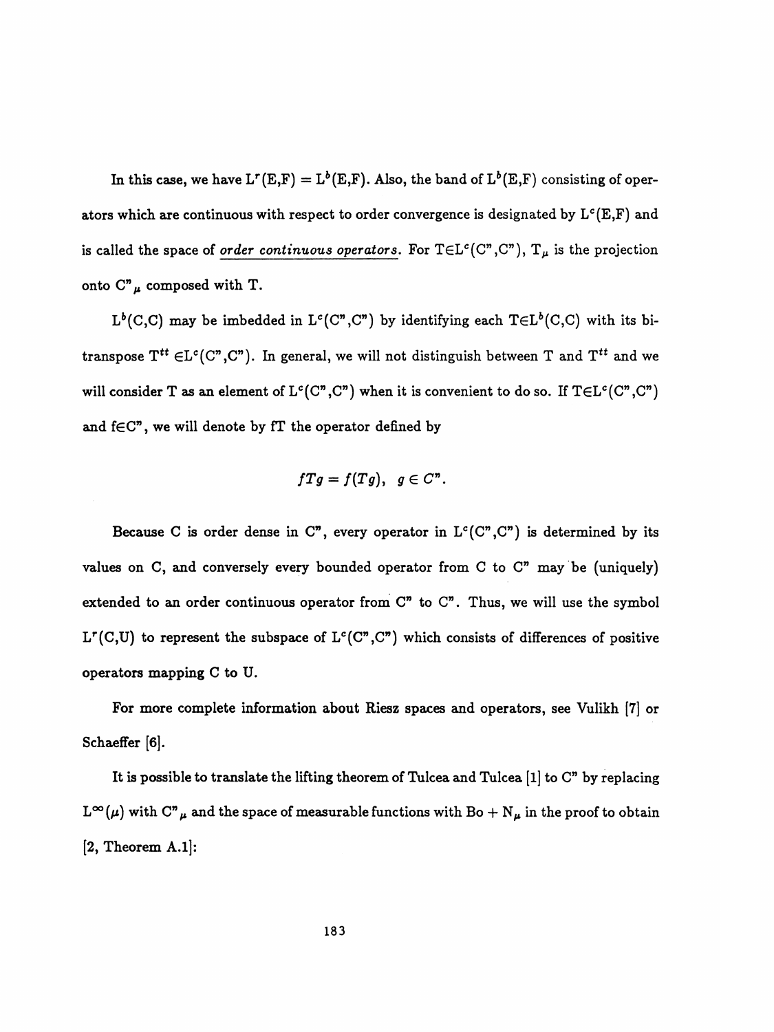In this case, we have $L^r(E,F) = L^b(E,F)$. Also, the band of $L^b(E,F)$ consisting of operators which are continuous with respect to order convergence is designated by $L^c(E,F)$ and is called the space of *order continuous operators*. For $T \in L^c(C",C")$, $T_\mu$ is the projection onto $C"_\mu$ composed with T.

$L^b(C,C)$ may be imbedded in $L^c(C",C")$ by identifying each $T \in L^b(C,C)$ with its bitranspose $T^{tt} \in L^c(C",C")$. In general, we will not distinguish between T and $T^{tt}$ and we will consider T as an element of $L^c(C",C")$ when it is convenient to do so. If $T \in L^c(C",C")$ and $f \in C"$, we will denote by fT the operator defined by

$$fTg = f(Tg), \quad g \in C".$$

Because C is order dense in C", every operator in $L^c(C",C")$ is determined by its values on C, and conversely every bounded operator from C to C" may be (uniquely) extended to an order continuous operator from C" to C". Thus, we will use the symbol $L^r(C,U)$ to represent the subspace of $L^c(C",C")$ which consists of differences of positive operators mapping C to U.

For more complete information about Riesz spaces and operators, see Vulikh [7] or Schaeffer [6].

It is possible to translate the lifting theorem of Tulcea and Tulcea [1] to C" by replacing $L^\infty(\mu)$ with $C"_\mu$ and the space of measurable functions with $Bo + N_\mu$ in the proof to obtain [2, Theorem A.1]: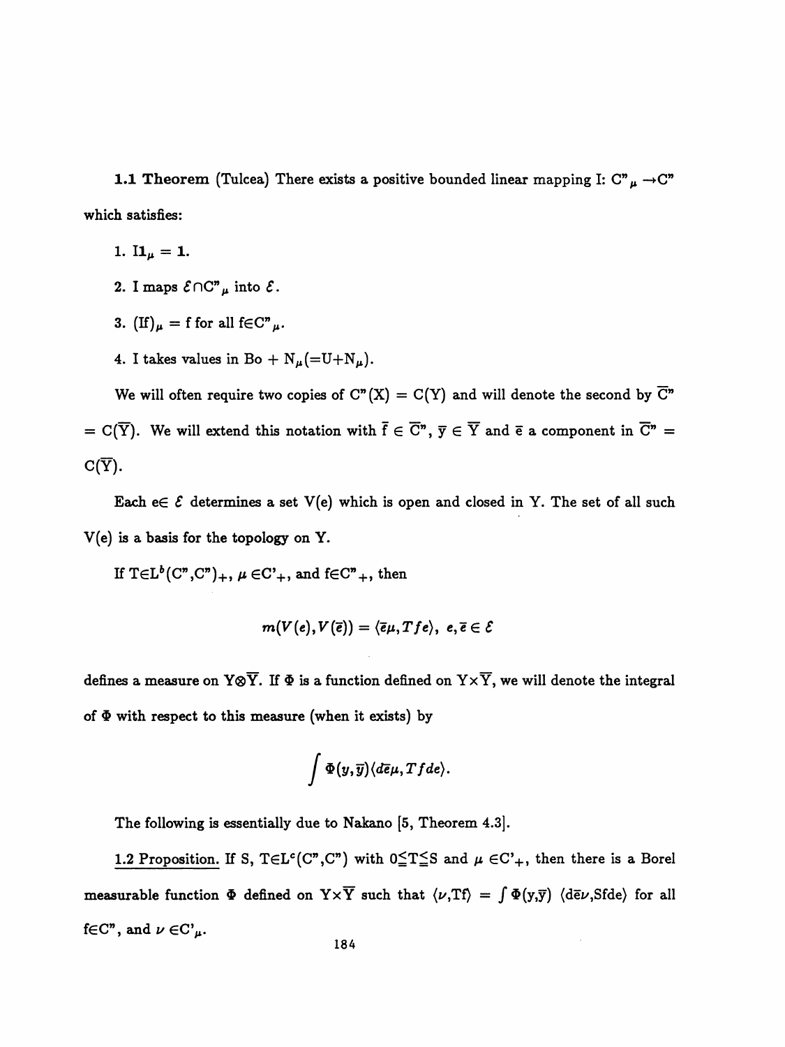**1.1 Theorem** (Tulcea) There exists a positive bounded linear mapping I: $C"_\mu \to C"$ which satisfies:

1. $I1_\mu = 1$.
2. I maps $\mathcal{E} \cap C"_\mu$ into $\mathcal{E}$.
3. $(If)_\mu = f$ for all $f \in C"_\mu$.
4. I takes values in Bo + $N_\mu$ (=U+$N_\mu$).

We will often require two copies of $C"(X) = C(Y)$ and will denote the second by $\overline{C}" = C(\overline{Y})$. We will extend this notation with $\overline{f} \in \overline{C}"$, $\overline{y} \in \overline{Y}$ and $\overline{e}$ a component in $\overline{C}" = C(\overline{Y})$.

Each $e \in \mathcal{E}$ determines a set V(e) which is open and closed in Y. The set of all such V(e) is a basis for the topology on Y.

If $T \in L^b(C",C")_+$, $\mu \in C'_+$, and $f \in C"_+$, then

$$m(V(e), V(\overline{e})) = \langle \overline{e}\mu, Tfe \rangle, \ e, \overline{e} \in \mathcal{E}$$

defines a measure on $Y \otimes \overline{Y}$. If $\Phi$ is a function defined on $Y \times \overline{Y}$, we will denote the integral of $\Phi$ with respect to this measure (when it exists) by

$$\int \Phi(y, \overline{y}) \langle d\overline{e}\mu, Tfde \rangle.$$

The following is essentially due to Nakano [5, Theorem 4.3].

1.2 Proposition. If S, $T \in L^c(C",C")$ with $0 \leq T \leq S$ and $\mu \in C'_+$, then there is a Borel measurable function $\Phi$ defined on $Y \times \overline{Y}$ such that $\langle \nu, Tf \rangle = \int \Phi(y,\overline{y}) \langle d\overline{e}\nu, Sfde \rangle$ for all $f \in C"$, and $\nu \in C'_\mu$.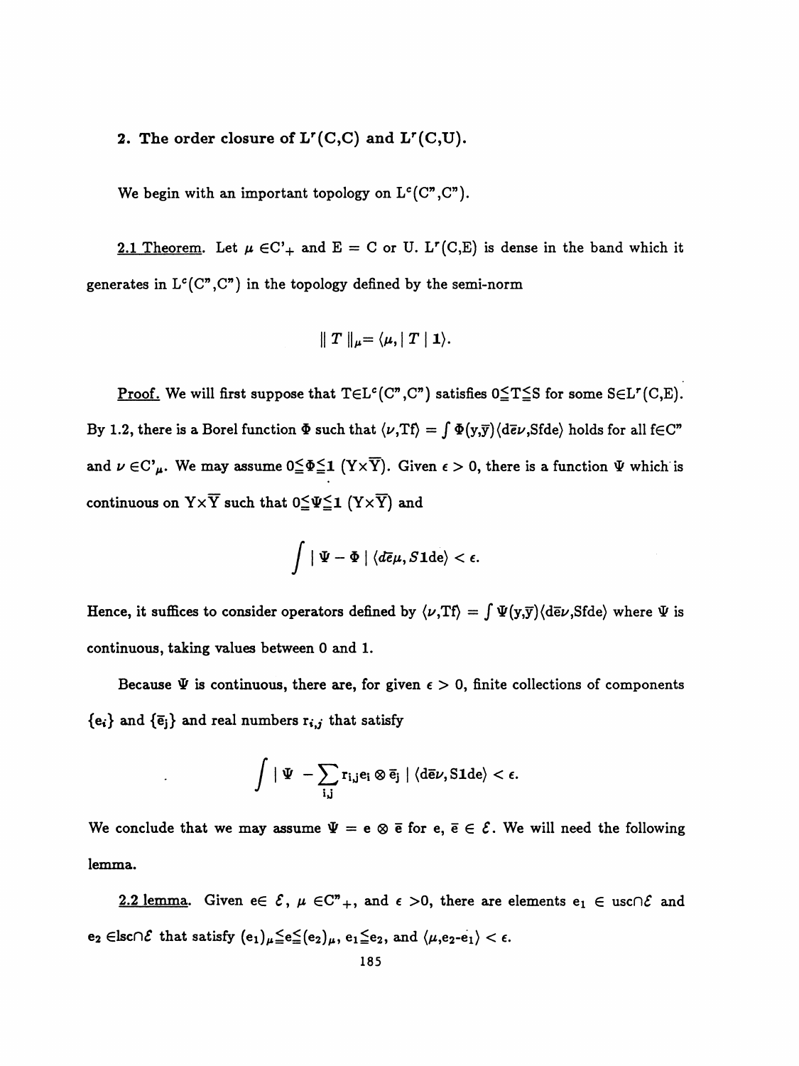## 2. The order closure of $L^r(C,C)$ and $L^r(C,U)$.

We begin with an important topology on $L^c(C",C")$.

<u>2.1 Theorem</u>. Let $\mu \in C'_+$ and $E = C$ or $U$. $L^r(C,E)$ is dense in the band which it generates in $L^c(C",C")$ in the topology defined by the semi-norm

$$\| T \|_\mu = \langle \mu, | T | \mathbf{1} \rangle.$$

<u>Proof.</u> We will first suppose that $T \in L^c(C",C")$ satisfies $0 \leqq T \leqq S$ for some $S \in L^r(C,E)$. By 1.2, there is a Borel function $\Phi$ such that $\langle \nu, Tf \rangle = \int \Phi(y,\overline{y}) \langle d\overline{e}\nu, Sfde \rangle$ holds for all $f \in C"$ and $\nu \in C'_\mu$. We may assume $0 \leqq \Phi \leqq \mathbf{1}$ $(Y \times \overline{Y})$. Given $\epsilon > 0$, there is a function $\Psi$ which is continuous on $Y \times \overline{Y}$ such that $0 \leqq \Psi \leqq \mathbf{1}$ $(Y \times \overline{Y})$ and

$$\int | \Psi - \Phi | \langle d\overline{e}\mu, S\mathbf{1}de \rangle < \epsilon.$$

Hence, it suffices to consider operators defined by $\langle \nu, Tf \rangle = \int \Psi(y,\overline{y}) \langle d\overline{e}\nu, Sfde \rangle$ where $\Psi$ is continuous, taking values between 0 and 1.

Because $\Psi$ is continuous, there are, for given $\epsilon > 0$, finite collections of components $\{e_i\}$ and $\{\overline{e}_j\}$ and real numbers $r_{i,j}$ that satisfy

$$\int | \Psi - \sum_{i,j} r_{i,j} e_i \otimes \overline{e}_j | \langle d\overline{e}\nu, S\mathbf{1}de \rangle < \epsilon.$$

We conclude that we may assume $\Psi = e \otimes \overline{e}$ for $e, \overline{e} \in \mathcal{E}$. We will need the following lemma.

<u>2.2 lemma</u>. Given $e \in \mathcal{E}$, $\mu \in C"_+$, and $\epsilon > 0$, there are elements $e_1 \in usc \cap \mathcal{E}$ and $e_2 \in lsc \cap \mathcal{E}$ that satisfy $(e_1)_\mu \leqq e \leqq (e_2)_\mu$, $e_1 \leqq e_2$, and $\langle \mu, e_2 - e_1 \rangle < \epsilon$.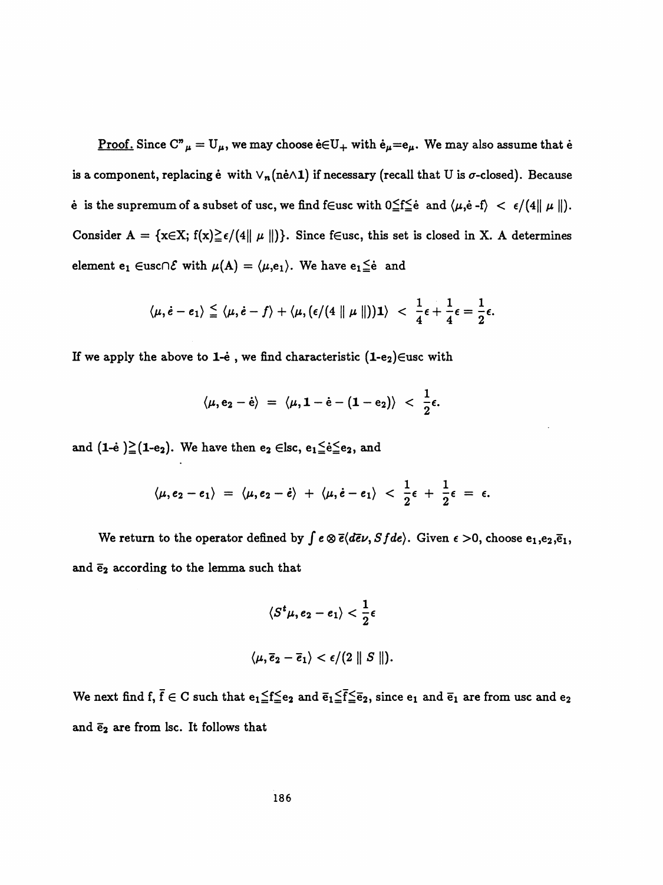<u>Proof.</u> Since $C''_\mu = U_\mu$, we may choose $\dot{e} \in U_+$ with $\dot{e}_\mu = e_\mu$. We may also assume that $\dot{e}$ is a component, replacing $\dot{e}$ with $\vee_n(n\dot{e} \wedge \mathbf{1})$ if necessary (recall that U is $\sigma$-closed). Because $\dot{e}$ is the supremum of a subset of usc, we find f$\in$usc with $0 \leqq f \leqq \dot{e}$ and $\langle \mu, \dot{e} - f \rangle < \epsilon/(4\| \mu \|)$. Consider $A = \{x \in X;\ f(x) \geqq \epsilon/(4\| \mu \|)\}$. Since f$\in$usc, this set is closed in X. A determines element $e_1 \in \text{usc} \cap \mathcal{E}$ with $\mu(A) = \langle \mu, e_1 \rangle$. We have $e_1 \leqq \dot{e}$ and

$$\langle \mu, \dot{e} - e_1 \rangle \leqq \langle \mu, \dot{e} - f \rangle + \langle \mu, (\epsilon/(4 \| \mu \|))\mathbf{1} \rangle \ < \ \frac{1}{4}\epsilon + \frac{1}{4}\epsilon = \frac{1}{2}\epsilon.$$

If we apply the above to $\mathbf{1}$-$\dot{e}$ , we find characteristic $(\mathbf{1}\text{-}e_2) \in$usc with

$$\langle \mu, e_2 - \dot{e} \rangle \ = \ \langle \mu, \mathbf{1} - \dot{e} - (\mathbf{1} - e_2) \rangle \ < \ \frac{1}{2}\epsilon.$$

and $(\mathbf{1}\text{-}\dot{e}) \geqq (\mathbf{1}\text{-}e_2)$. We have then $e_2 \in$lsc, $e_1 \leqq \dot{e} \leqq e_2$, and

$$\langle \mu, e_2 - e_1 \rangle \ = \ \langle \mu, e_2 - \dot{e} \rangle \ + \ \langle \mu, \dot{e} - e_1 \rangle \ < \ \frac{1}{2}\epsilon \ + \ \frac{1}{2}\epsilon \ = \ \epsilon.$$

We return to the operator defined by $\int e \otimes \bar{e}\langle d\bar{e}\nu, Sfde \rangle$. Given $\epsilon > 0$, choose $e_1, e_2, \bar{e}_1$, and $\bar{e}_2$ according to the lemma such that

$$\langle S^t\mu, e_2 - e_1 \rangle < \frac{1}{2}\epsilon$$

$$\langle \mu, \bar{e}_2 - \bar{e}_1 \rangle < \epsilon/(2 \| S \|).$$

We next find $f, \bar{f} \in C$ such that $e_1 \leqq f \leqq e_2$ and $\bar{e}_1 \leqq \bar{f} \leqq \bar{e}_2$, since $e_1$ and $\bar{e}_1$ are from usc and $e_2$ and $\bar{e}_2$ are from lsc. It follows that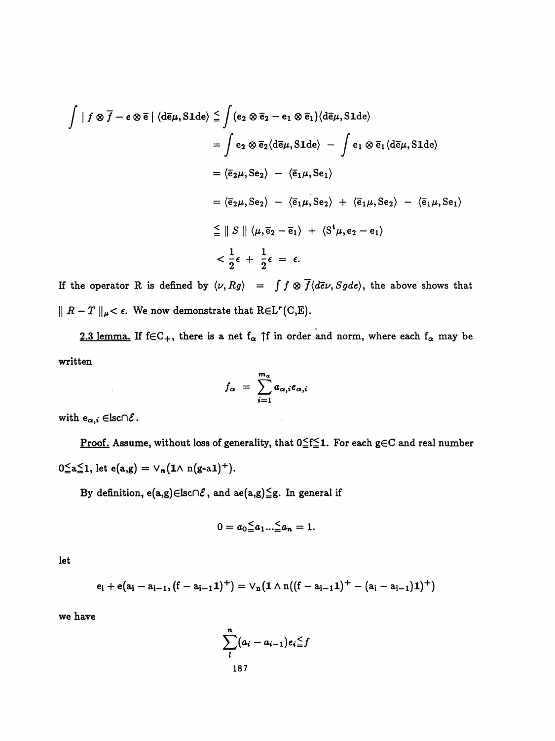$$
\begin{aligned}
\int |\, f \otimes \overline{f} - e \otimes \overline{e} \,|\, \langle d\overline{e}\mu, S\mathbf{1}de\rangle &\leqq \int (e_2 \otimes \overline{e}_2 - e_1 \otimes \overline{e}_1)\langle d\overline{e}\mu, S\mathbf{1}de\rangle \\
&= \int e_2 \otimes \overline{e}_2 \langle d\overline{e}\mu, S\mathbf{1}de\rangle \; - \; \int e_1 \otimes \overline{e}_1 \langle d\overline{e}\mu, S\mathbf{1}de\rangle \\
&= \langle \overline{e}_2\mu, Se_2\rangle \; - \; \langle \overline{e}_1\mu, Se_1\rangle \\
&= \langle \overline{e}_2\mu, Se_2\rangle \; - \; \langle \overline{e}_1\mu, Se_2\rangle \; + \; \langle \overline{e}_1\mu, Se_2\rangle \; - \; \langle \overline{e}_1\mu, Se_1\rangle \\
&\leqq \| S \| \, \langle \mu, \overline{e}_2 - \overline{e}_1\rangle \; + \; \langle S^t\mu, e_2 - e_1\rangle \\
&< \frac{1}{2}\epsilon \; + \; \frac{1}{2}\epsilon \; = \; \epsilon.
\end{aligned}
$$

If the operator R is defined by $\langle \nu, Rg\rangle \;=\; \int f \otimes \overline{f}\langle d\overline{e}\nu, Sgde\rangle$, the above shows that $\| R - T \|_\mu < \epsilon$. We now demonstrate that $R \in L^r(C,E)$.

<u>2.3 lemma.</u> If $f \in C_+$, there is a net $f_\alpha \uparrow f$ in order and norm, where each $f_\alpha$ may be written

$$
f_\alpha \;=\; \sum_{i=1}^{m_\alpha} a_{\alpha,i} e_{\alpha,i}
$$

with $e_{\alpha,i} \in \mathrm{lsc} \cap \mathcal{E}$.

<u>Proof.</u> Assume, without loss of generality, that $0 \leqq f \leqq \mathbf{1}$. For each $g \in C$ and real number $0 \leqq a \leqq 1$, let $e(a,g) = \vee_n (\mathbf{1} \wedge n(g - a\mathbf{1})^+)$.

By definition, $e(a,g) \in \mathrm{lsc} \cap \mathcal{E}$, and $ae(a,g) \leqq g$. In general if

$$
0 = a_0 \leqq a_1 \ldots \leqq a_n = 1.
$$

let

$$
e_i + e(a_i - a_{i-1}, (f - a_{i-1}\mathbf{1})^+) = \vee_n (\mathbf{1} \wedge n((f - a_{i-1}\mathbf{1})^+ - (a_i - a_{i-1})\mathbf{1})^+)
$$

we have

$$
\sum_{l}^{n} (a_i - a_{i-1}) e_i \leqq f
$$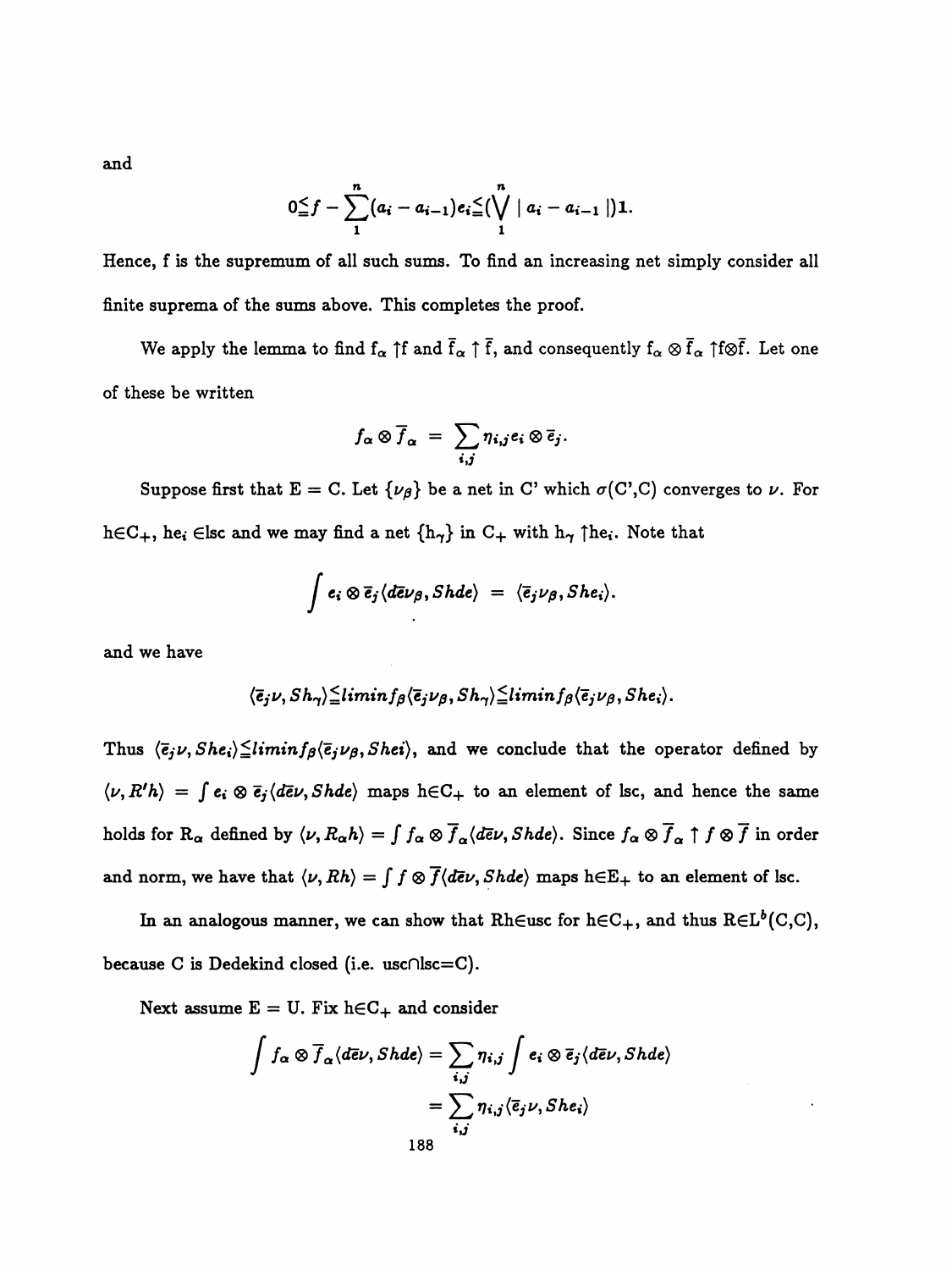and

$$0 \leqq f - \sum_{1}^{n} (a_i - a_{i-1}) e_i \leqq (\bigvee_{1}^{n} | a_i - a_{i-1} |) 1.$$

Hence, f is the supremum of all such sums. To find an increasing net simply consider all finite suprema of the sums above. This completes the proof.

We apply the lemma to find $f_\alpha \uparrow f$ and $\overline{f}_\alpha \uparrow \overline{f}$, and consequently $f_\alpha \otimes \overline{f}_\alpha \uparrow f \otimes \overline{f}$. Let one of these be written

$$f_\alpha \otimes \overline{f}_\alpha = \sum_{i,j} \eta_{i,j} e_i \otimes \overline{e}_j.$$

Suppose first that E = C. Let $\{\nu_\beta\}$ be a net in C' which $\sigma$(C',C) converges to $\nu$. For h$\in C_+$, he$_i$ $\in$lsc and we may find a net $\{h_\gamma\}$ in $C_+$ with $h_\gamma \uparrow he_i$. Note that

$$\int e_i \otimes \overline{e}_j \langle d\overline{e}\nu_\beta, Shde \rangle = \langle \overline{e}_j \nu_\beta, She_i \rangle.$$

and we have

$$\langle \overline{e}_j \nu, Sh_\gamma \rangle \leqq liminf_\beta \langle \overline{e}_j \nu_\beta, Sh_\gamma \rangle \leqq liminf_\beta \langle \overline{e}_j \nu_\beta, She_i \rangle.$$

Thus $\langle \overline{e}_j \nu, She_i \rangle \leqq liminf_\beta \langle \overline{e}_j \nu_\beta, Shei \rangle$, and we conclude that the operator defined by $\langle \nu, R'h \rangle = \int e_i \otimes \overline{e}_j \langle d\overline{e}\nu, Shde \rangle$ maps h$\in C_+$ to an element of lsc, and hence the same holds for $R_\alpha$ defined by $\langle \nu, R_\alpha h \rangle = \int f_\alpha \otimes \overline{f}_\alpha \langle d\overline{e}\nu, Shde \rangle$. Since $f_\alpha \otimes \overline{f}_\alpha \uparrow f \otimes \overline{f}$ in order and norm, we have that $\langle \nu, Rh \rangle = \int f \otimes \overline{f} \langle d\overline{e}\nu, Shde \rangle$ maps h$\in E_+$ to an element of lsc.

In an analogous manner, we can show that Rh$\in$usc for h$\in C_+$, and thus R$\in L^b$(C,C), because C is Dedekind closed (i.e. usc$\cap$lsc=C).

Next assume E = U. Fix h$\in C_+$ and consider

$$\begin{aligned} \int f_\alpha \otimes \overline{f}_\alpha \langle d\overline{e}\nu, Shde \rangle &= \sum_{i,j} \eta_{i,j} \int e_i \otimes \overline{e}_j \langle d\overline{e}\nu, Shde \rangle \\ &= \sum_{i,j} \eta_{i,j} \langle \overline{e}_j \nu, She_i \rangle \end{aligned}$$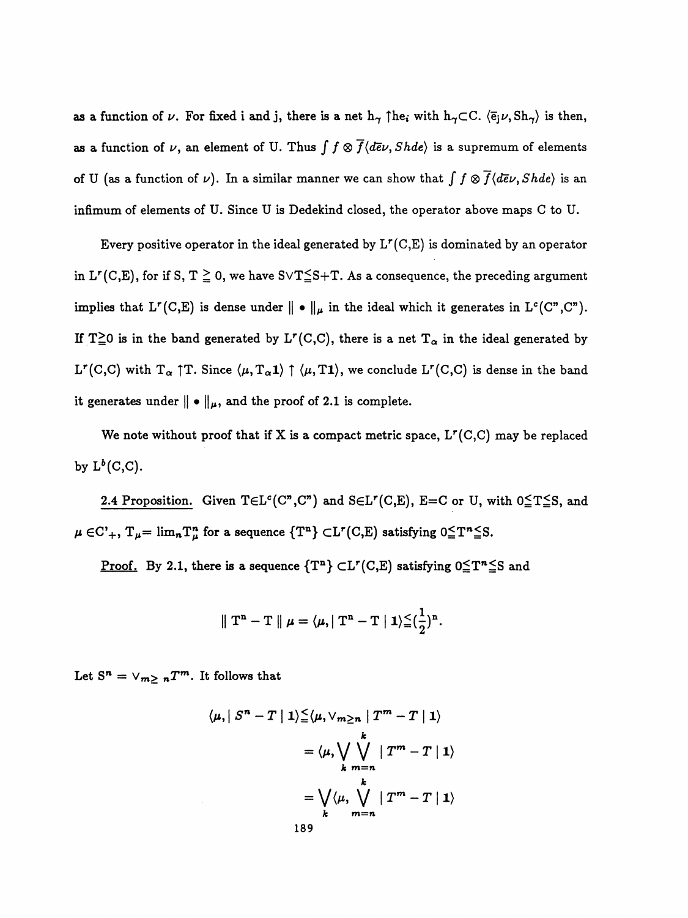as a function of $\nu$. For fixed i and j, there is a net $h_\gamma \uparrow he_i$ with $h_\gamma \subset C$. $\langle \bar{e}_j \nu, Sh_\gamma \rangle$ is then, as a function of $\nu$, an element of U. Thus $\int f \otimes \overline{f} \langle d\bar{e}\nu, Shde \rangle$ is a supremum of elements of U (as a function of $\nu$). In a similar manner we can show that $\int f \otimes \overline{f} \langle d\bar{e}\nu, Shde \rangle$ is an infimum of elements of U. Since U is Dedekind closed, the operator above maps C to U.

Every positive operator in the ideal generated by $L^r(C,E)$ is dominated by an operator in $L^r(C,E)$, for if $S, T \geqq 0$, we have $S \vee T \leqq S + T$. As a consequence, the preceding argument implies that $L^r(C,E)$ is dense under $\| \bullet \|_\mu$ in the ideal which it generates in $L^c(C'', C'')$. If $T \geqq 0$ is in the band generated by $L^r(C,C)$, there is a net $T_\alpha$ in the ideal generated by $L^r(C,C)$ with $T_\alpha \uparrow T$. Since $\langle \mu, T_\alpha \mathbf{1} \rangle \uparrow \langle \mu, T\mathbf{1} \rangle$, we conclude $L^r(C,C)$ is dense in the band it generates under $\| \bullet \|_\mu$, and the proof of 2.1 is complete.

We note without proof that if X is a compact metric space, $L^r(C,C)$ may be replaced by $L^b(C,C)$.

<u>2.4 Proposition.</u> Given $T \in L^c(C'', C'')$ and $S \in L^r(C,E)$, E=C or U, with $0 \leqq T \leqq S$, and $\mu \in C'_+$, $T_\mu = \lim_n T^n_\mu$ for a sequence $\{T^n\} \subset L^r(C,E)$ satisfying $0 \leqq T^n \leqq S$.

<u>Proof.</u> By 2.1, there is a sequence $\{T^n\} \subset L^r(C,E)$ satisfying $0 \leqq T^n \leqq S$ and

$$\| T^n - T \| \mu = \langle \mu, | T^n - T | \mathbf{1} \rangle \leqq (\frac{1}{2})^n.$$

Let $S^n = \vee_{m \geq n} T^m$. It follows that

$$\begin{aligned} \langle \mu, | S^n - T | \mathbf{1} \rangle &\leqq \langle \mu, \vee_{m \geq n} | T^m - T | \mathbf{1} \rangle \\ &= \langle \mu, \bigvee_k \bigvee_{m=n}^{k} | T^m - T | \mathbf{1} \rangle \\ &= \bigvee_k \langle \mu, \bigvee_{m=n}^{k} | T^m - T | \mathbf{1} \rangle \end{aligned}$$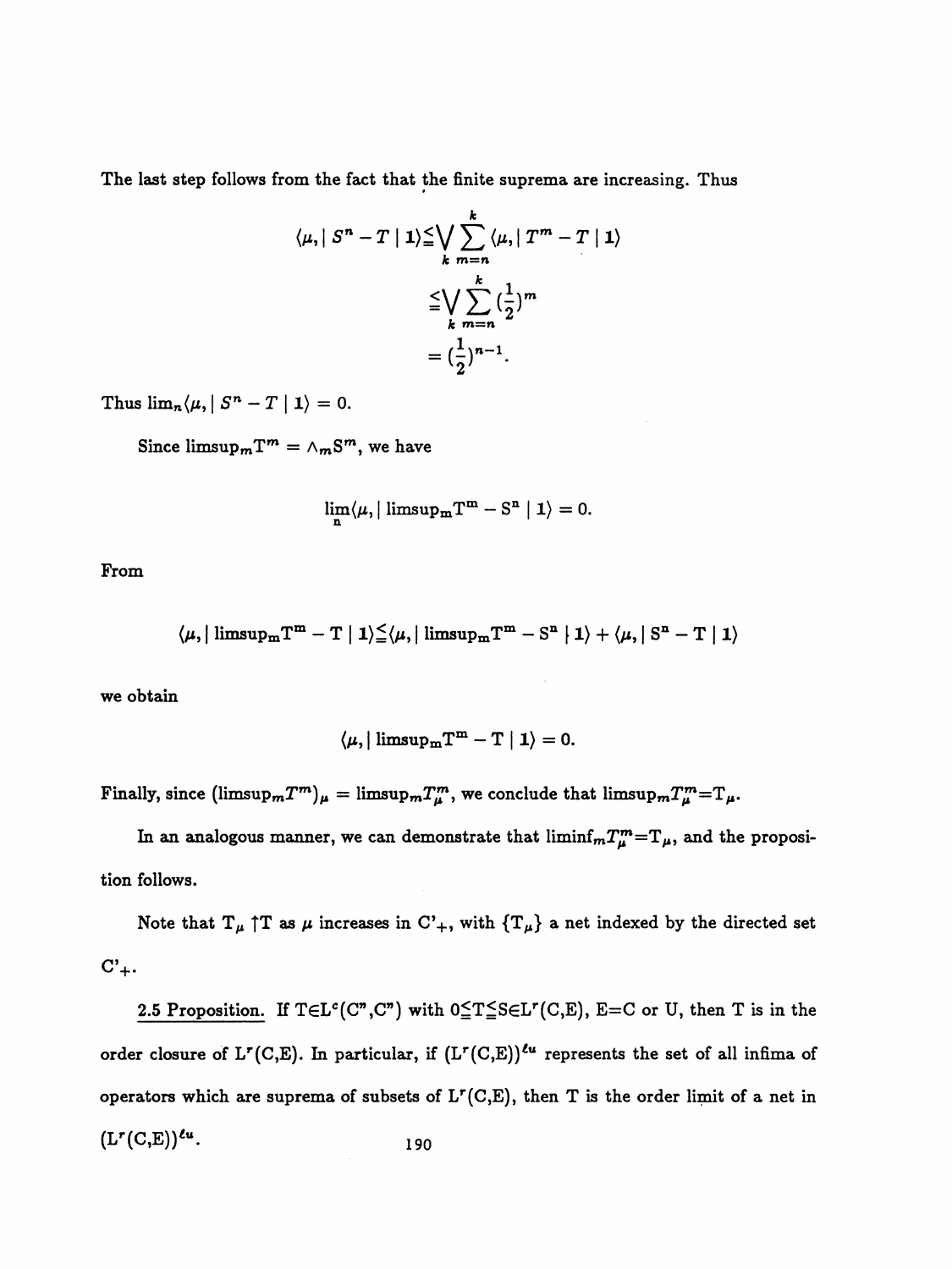The last step follows from the fact that the finite suprema are increasing. Thus

$$\langle \mu, | S^n - T | \mathbf{1} \rangle \leqq \bigvee_k \sum_{m=n}^{k} \langle \mu, | T^m - T | \mathbf{1} \rangle$$
$$\leqq \bigvee_k \sum_{m=n}^{k} (\frac{1}{2})^m$$
$$= (\frac{1}{2})^{n-1}.$$

Thus $\lim_n \langle \mu, | S^n - T | \mathbf{1} \rangle = 0$.

Since $\limsup_m T^m = \wedge_m S^m$, we have

$$\lim_n \langle \mu, | \limsup_m T^m - S^n | \mathbf{1} \rangle = 0.$$

From

$$\langle \mu, | \limsup_m T^m - T | \mathbf{1} \rangle \leqq \langle \mu, | \limsup_m T^m - S^n | \mathbf{1} \rangle + \langle \mu, | S^n - T | \mathbf{1} \rangle$$

we obtain

$$\langle \mu, | \limsup_m T^m - T | \mathbf{1} \rangle = 0.$$

Finally, since $(\limsup_m T^m)_\mu = \limsup_m T^m_\mu$, we conclude that $\limsup_m T^m_\mu = T_\mu$.

In an analogous manner, we can demonstrate that $\liminf_m T^m_\mu = T_\mu$, and the proposition follows.

Note that $T_\mu \uparrow T$ as $\mu$ increases in $C'_+$, with $\{T_\mu\}$ a net indexed by the directed set $C'_+$.

<u>2.5 Proposition.</u> If $T \in L^c(C'', C'')$ with $0 \leqq T \leqq S \in L^r(C,E)$, $E=C$ or $U$, then $T$ is in the order closure of $L^r(C,E)$. In particular, if $(L^r(C,E))^{\ell u}$ represents the set of all infima of operators which are suprema of subsets of $L^r(C,E)$, then $T$ is the order limit of a net in $(L^r(C,E))^{\ell u}$.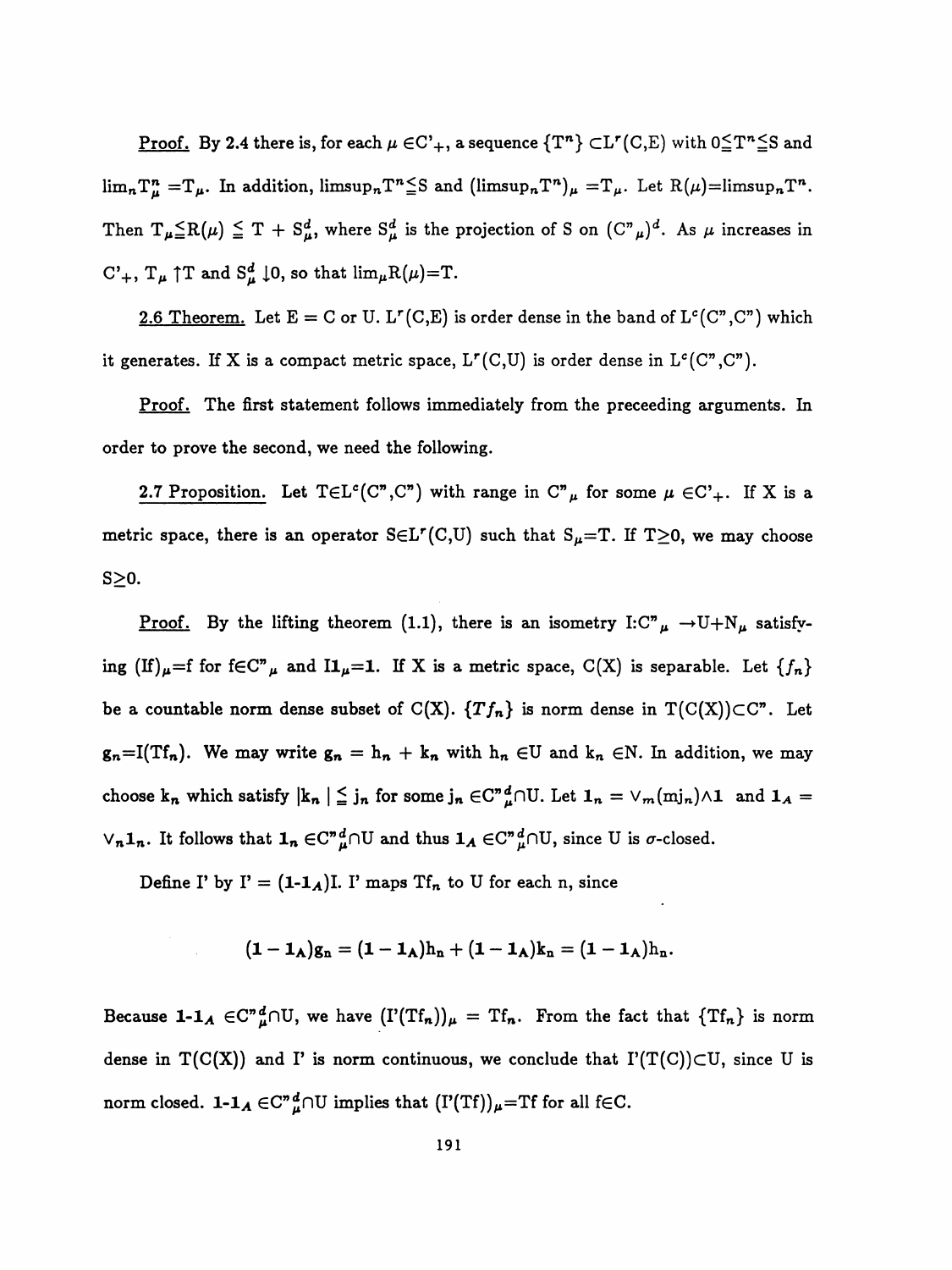<u>Proof.</u> By 2.4 there is, for each $\mu \in C'_+$, a sequence $\{T^n\} \subset L^r(C,E)$ with $0 \leqq T^n \leqq S$ and $\lim_n T^n_\mu = T_\mu$. In addition, $\limsup_n T^n \leqq S$ and $(\limsup_n T^n)_\mu = T_\mu$. Let $R(\mu) = \limsup_n T^n$. Then $T_\mu \leqq R(\mu) \leqq T + S^d_\mu$, where $S^d_\mu$ is the projection of S on $(C"_\mu)^d$. As $\mu$ increases in $C'_+$, $T_\mu \uparrow T$ and $S^d_\mu \downarrow 0$, so that $\lim_\mu R(\mu) = T$.

<u>2.6 Theorem.</u> Let E = C or U. $L^r(C,E)$ is order dense in the band of $L^c(C",C")$ which it generates. If X is a compact metric space, $L^r(C,U)$ is order dense in $L^c(C",C")$.

<u>Proof.</u> The first statement follows immediately from the preceeding arguments. In order to prove the second, we need the following.

<u>2.7 Proposition.</u> Let $T \in L^c(C",C")$ with range in $C"_\mu$ for some $\mu \in C'_+$. If X is a metric space, there is an operator $S \in L^r(C,U)$ such that $S_\mu = T$. If $T \geq 0$, we may choose $S \geq 0$.

<u>Proof.</u> By the lifting theorem (1.1), there is an isometry $I: C"_\mu \to U + N_\mu$ satisfying $(If)_\mu = f$ for $f \in C"_\mu$ and $I1_\mu = 1$. If X is a metric space, C(X) is separable. Let $\{f_n\}$ be a countable norm dense subset of C(X). $\{Tf_n\}$ is norm dense in $T(C(X)) \subset C"$. Let $g_n = I(Tf_n)$. We may write $g_n = h_n + k_n$ with $h_n \in U$ and $k_n \in N$. In addition, we may choose $k_n$ which satisfy $|k_n| \leqq j_n$ for some $j_n \in C"^d_\mu \cap U$. Let $\mathbf{1}_n = \vee_m (mj_n) \wedge \mathbf{1}$ and $\mathbf{1}_A = \vee_n \mathbf{1}_n$. It follows that $\mathbf{1}_n \in C"^d_\mu \cap U$ and thus $\mathbf{1}_A \in C"^d_\mu \cap U$, since U is $\sigma$-closed.

Define I' by $I' = (\mathbf{1} - \mathbf{1}_A)I$. I' maps $Tf_n$ to U for each n, since

$$(\mathbf{1} - \mathbf{1_A})g_n = (\mathbf{1} - \mathbf{1_A})h_n + (\mathbf{1} - \mathbf{1_A})k_n = (\mathbf{1} - \mathbf{1_A})h_n.$$

Because $\mathbf{1} - \mathbf{1}_A \in C"^d_\mu \cap U$, we have $(I'(Tf_n))_\mu = Tf_n$. From the fact that $\{Tf_n\}$ is norm dense in T(C(X)) and I' is norm continuous, we conclude that $I'(T(C)) \subset U$, since U is norm closed. $\mathbf{1} - \mathbf{1}_A \in C"^d_\mu \cap U$ implies that $(I'(Tf))_\mu = Tf$ for all $f \in C$.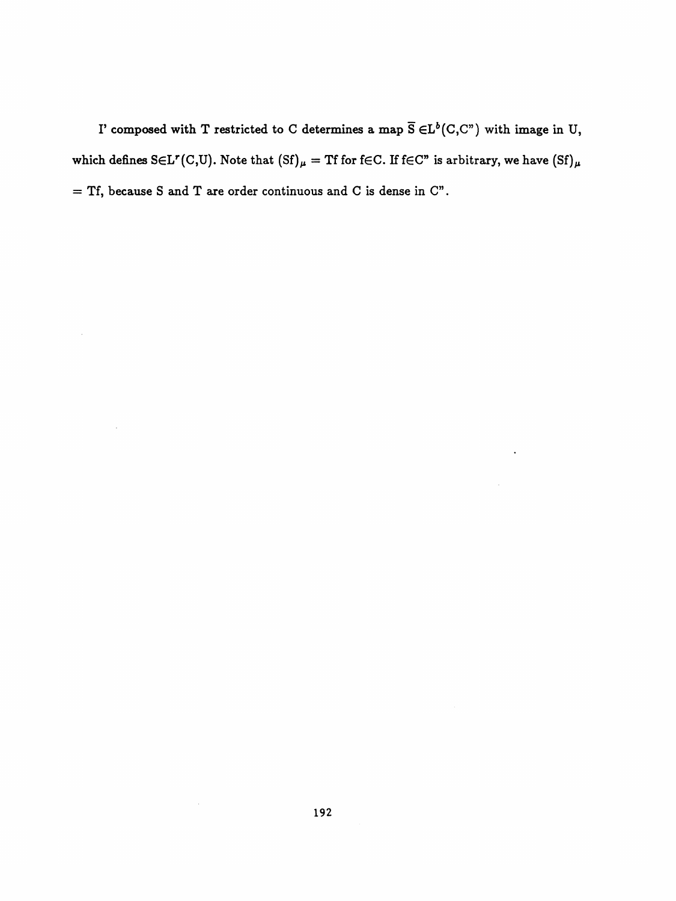I' composed with T restricted to C determines a map $\overline{S} \in L^b(C,C")$ with image in U, which defines $S \in L^r(C,U)$. Note that $(Sf)_\mu = Tf$ for $f \in C$. If $f \in C"$ is arbitrary, we have $(Sf)_\mu = Tf$, because S and T are order continuous and C is dense in C".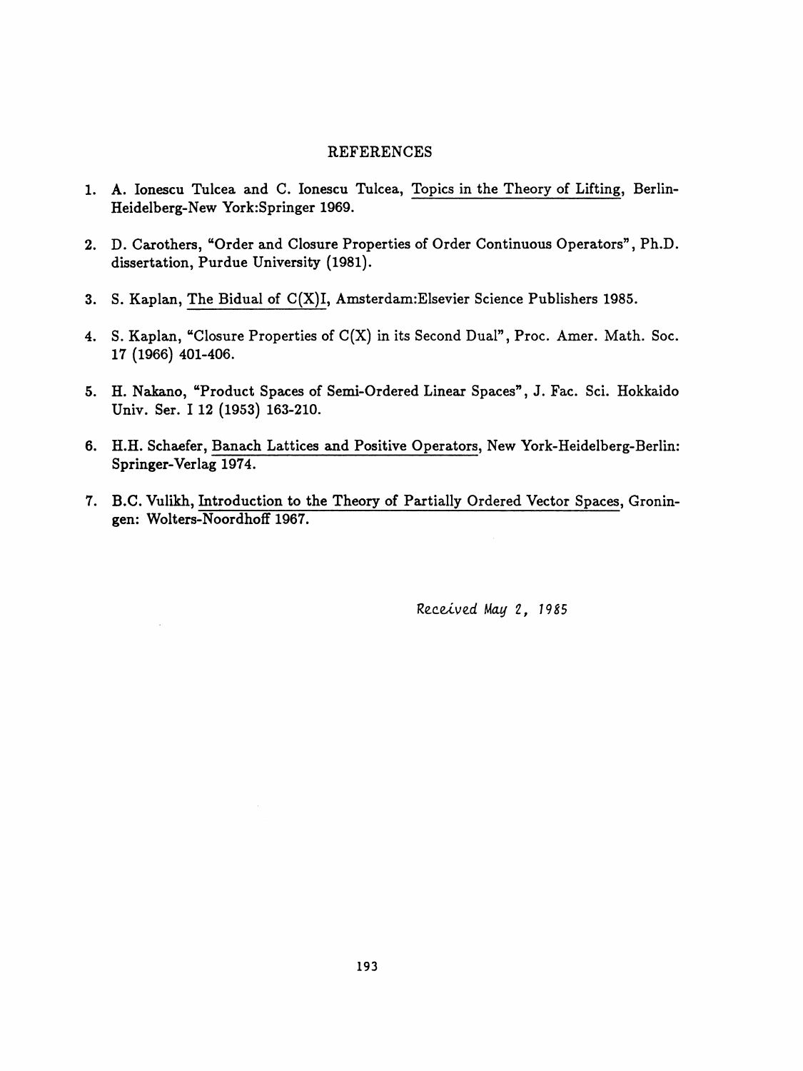## REFERENCES

1. A. Ionescu Tulcea and C. Ionescu Tulcea, Topics in the Theory of Lifting, Berlin-Heidelberg-New York:Springer 1969.

2. D. Carothers, "Order and Closure Properties of Order Continuous Operators", Ph.D. dissertation, Purdue University (1981).

3. S. Kaplan, The Bidual of C(X)I, Amsterdam:Elsevier Science Publishers 1985.

4. S. Kaplan, "Closure Properties of C(X) in its Second Dual", Proc. Amer. Math. Soc. 17 (1966) 401-406.

5. H. Nakano, "Product Spaces of Semi-Ordered Linear Spaces", J. Fac. Sci. Hokkaido Univ. Ser. I 12 (1953) 163-210.

6. H.H. Schaefer, Banach Lattices and Positive Operators, New York-Heidelberg-Berlin: Springer-Verlag 1974.

7. B.C. Vulikh, Introduction to the Theory of Partially Ordered Vector Spaces, Groningen: Wolters-Noordhoff 1967.

*Received May 2, 1985*